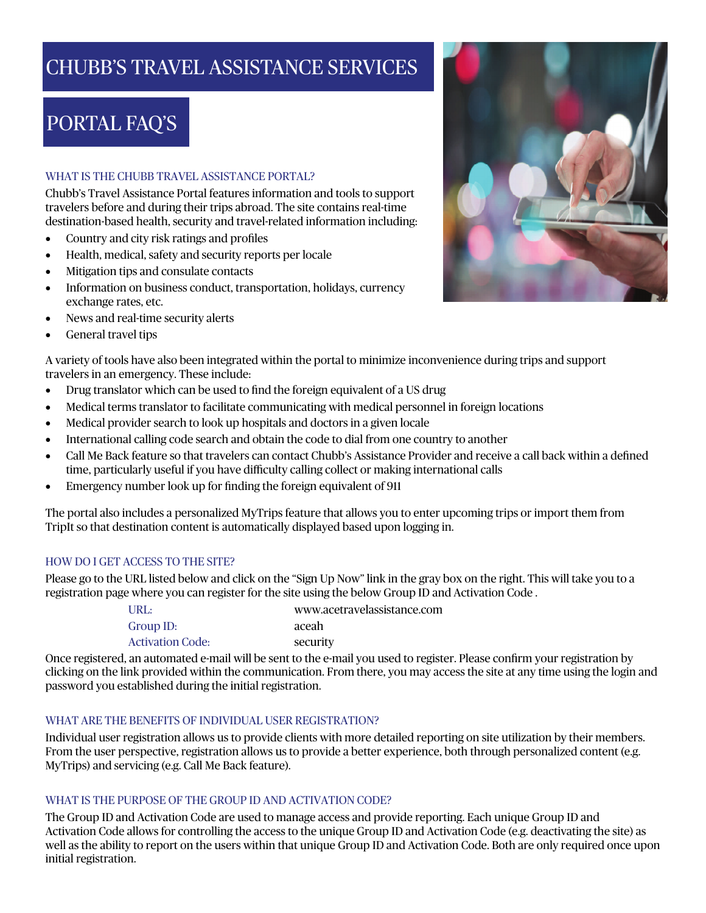# CHUBB'S TRAVEL ASSISTANCE SERVICES

# PORTAL FAQ'S

### WHAT IS THE CHUBB TRAVEL ASSISTANCE PORTAL?

Chubb's Travel Assistance Portal features information and tools to support travelers before and during their trips abroad. The site contains real-time destination-based health, security and travel-related information including:

- Country and city risk ratings and profiles
- Health, medical, safety and security reports per locale
- Mitigation tips and consulate contacts
- Information on business conduct, transportation, holidays, currency exchange rates, etc.
- News and real-time security alerts
- General travel tips

A variety of tools have also been integrated within the portal to minimize inconvenience during trips and support travelers in an emergency. These include:

- Drug translator which can be used to find the foreign equivalent of a US drug
- Medical terms translator to facilitate communicating with medical personnel in foreign locations
- Medical provider search to look up hospitals and doctors in a given locale
- International calling code search and obtain the code to dial from one country to another
- Call Me Back feature so that travelers can contact Chubb's Assistance Provider and receive a call back within a defined time, particularly useful if you have difficulty calling collect or making international calls
- Emergency number look up for finding the foreign equivalent of 911

The portal also includes a personalized MyTrips feature that allows you to enter upcoming trips or import them from TripIt so that destination content is automatically displayed based upon logging in.

### HOW DO I GET ACCESS TO THE SITE?

Please go to the URL listed below and click on the "Sign Up Now" link in the gray box on the right. This will take you to a registration page where you can register for the site using the below Group ID and Activation Code .

| | |
|---|---|
| URL: | www.acetravelassistance.com |
| Group ID: | aceah |
| Activation Code: | security |

Once registered, an automated e-mail will be sent to the e-mail you used to register. Please confirm your registration by clicking on the link provided within the communication. From there, you may access the site at any time using the login and password you established during the initial registration.

### WHAT ARE THE BENEFITS OF INDIVIDUAL USER REGISTRATION?

Individual user registration allows us to provide clients with more detailed reporting on site utilization by their members. From the user perspective, registration allows us to provide a better experience, both through personalized content (e.g. MyTrips) and servicing (e.g. Call Me Back feature).

### WHAT IS THE PURPOSE OF THE GROUP ID AND ACTIVATION CODE?

The Group ID and Activation Code are used to manage access and provide reporting. Each unique Group ID and Activation Code allows for controlling the access to the unique Group ID and Activation Code (e.g. deactivating the site) as well as the ability to report on the users within that unique Group ID and Activation Code. Both are only required once upon initial registration.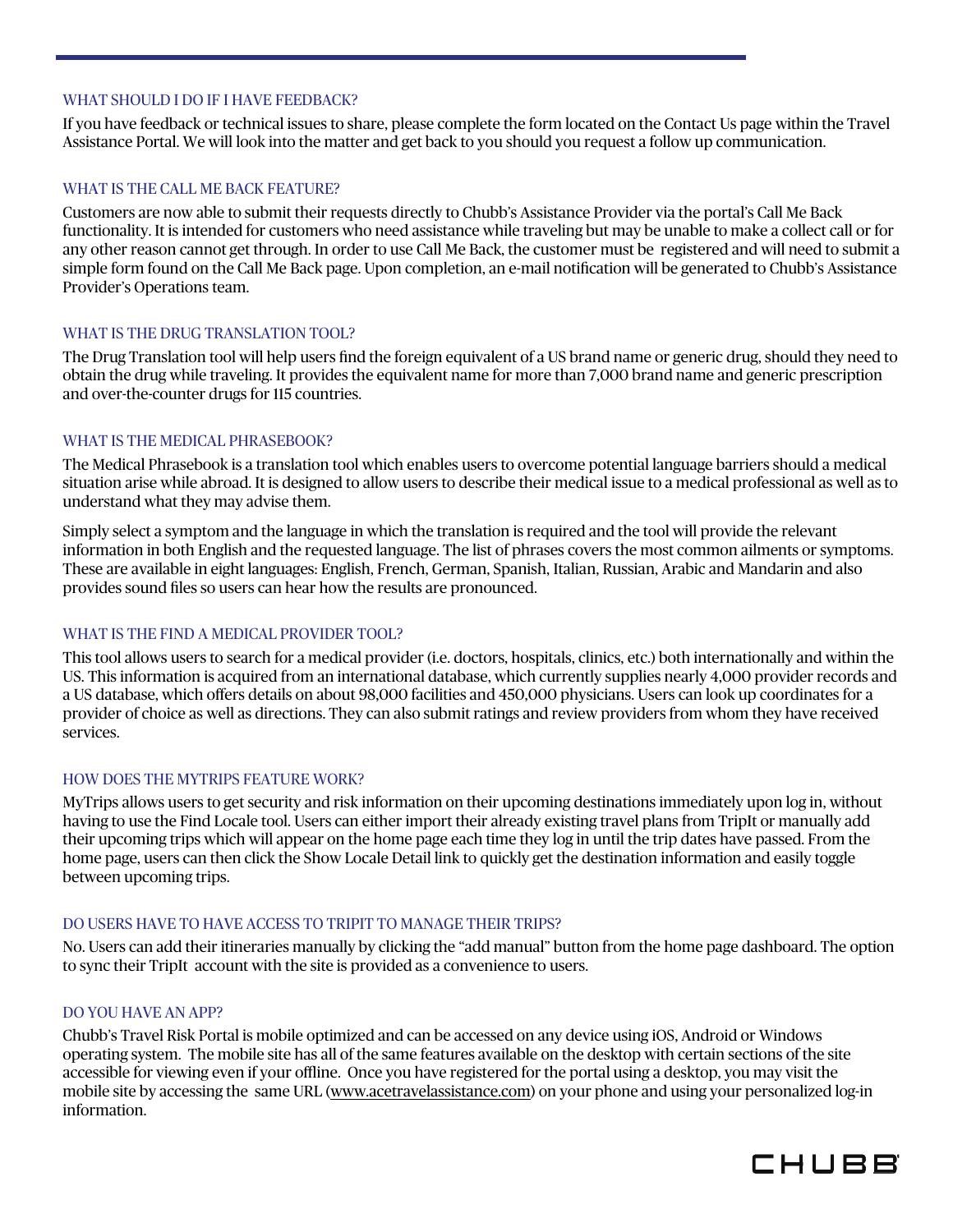## WHAT SHOULD I DO IF I HAVE FEEDBACK?

If you have feedback or technical issues to share, please complete the form located on the Contact Us page within the Travel Assistance Portal. We will look into the matter and get back to you should you request a follow up communication.

## WHAT IS THE CALL ME BACK FEATURE?

Customers are now able to submit their requests directly to Chubb's Assistance Provider via the portal's Call Me Back functionality. It is intended for customers who need assistance while traveling but may be unable to make a collect call or for any other reason cannot get through. In order to use Call Me Back, the customer must be registered and will need to submit a simple form found on the Call Me Back page. Upon completion, an e-mail notification will be generated to Chubb's Assistance Provider's Operations team.

## WHAT IS THE DRUG TRANSLATION TOOL?

The Drug Translation tool will help users find the foreign equivalent of a US brand name or generic drug, should they need to obtain the drug while traveling. It provides the equivalent name for more than 7,000 brand name and generic prescription and over-the-counter drugs for 115 countries.

## WHAT IS THE MEDICAL PHRASEBOOK?

The Medical Phrasebook is a translation tool which enables users to overcome potential language barriers should a medical situation arise while abroad. It is designed to allow users to describe their medical issue to a medical professional as well as to understand what they may advise them.

Simply select a symptom and the language in which the translation is required and the tool will provide the relevant information in both English and the requested language. The list of phrases covers the most common ailments or symptoms. These are available in eight languages: English, French, German, Spanish, Italian, Russian, Arabic and Mandarin and also provides sound files so users can hear how the results are pronounced.

## WHAT IS THE FIND A MEDICAL PROVIDER TOOL?

This tool allows users to search for a medical provider (i.e. doctors, hospitals, clinics, etc.) both internationally and within the US. This information is acquired from an international database, which currently supplies nearly 4,000 provider records and a US database, which offers details on about 98,000 facilities and 450,000 physicians. Users can look up coordinates for a provider of choice as well as directions. They can also submit ratings and review providers from whom they have received services.

## HOW DOES THE MYTRIPS FEATURE WORK?

MyTrips allows users to get security and risk information on their upcoming destinations immediately upon log in, without having to use the Find Locale tool. Users can either import their already existing travel plans from TripIt or manually add their upcoming trips which will appear on the home page each time they log in until the trip dates have passed. From the home page, users can then click the Show Locale Detail link to quickly get the destination information and easily toggle between upcoming trips.

## DO USERS HAVE TO HAVE ACCESS TO TRIPIT TO MANAGE THEIR TRIPS?

No. Users can add their itineraries manually by clicking the "add manual" button from the home page dashboard. The option to sync their TripIt account with the site is provided as a convenience to users.

## DO YOU HAVE AN APP?

Chubb's Travel Risk Portal is mobile optimized and can be accessed on any device using iOS, Android or Windows operating system. The mobile site has all of the same features available on the desktop with certain sections of the site accessible for viewing even if your offline. Once you have registered for the portal using a desktop, you may visit the mobile site by accessing the same URL (www.acetravelassistance.com) on your phone and using your personalized log-in information.